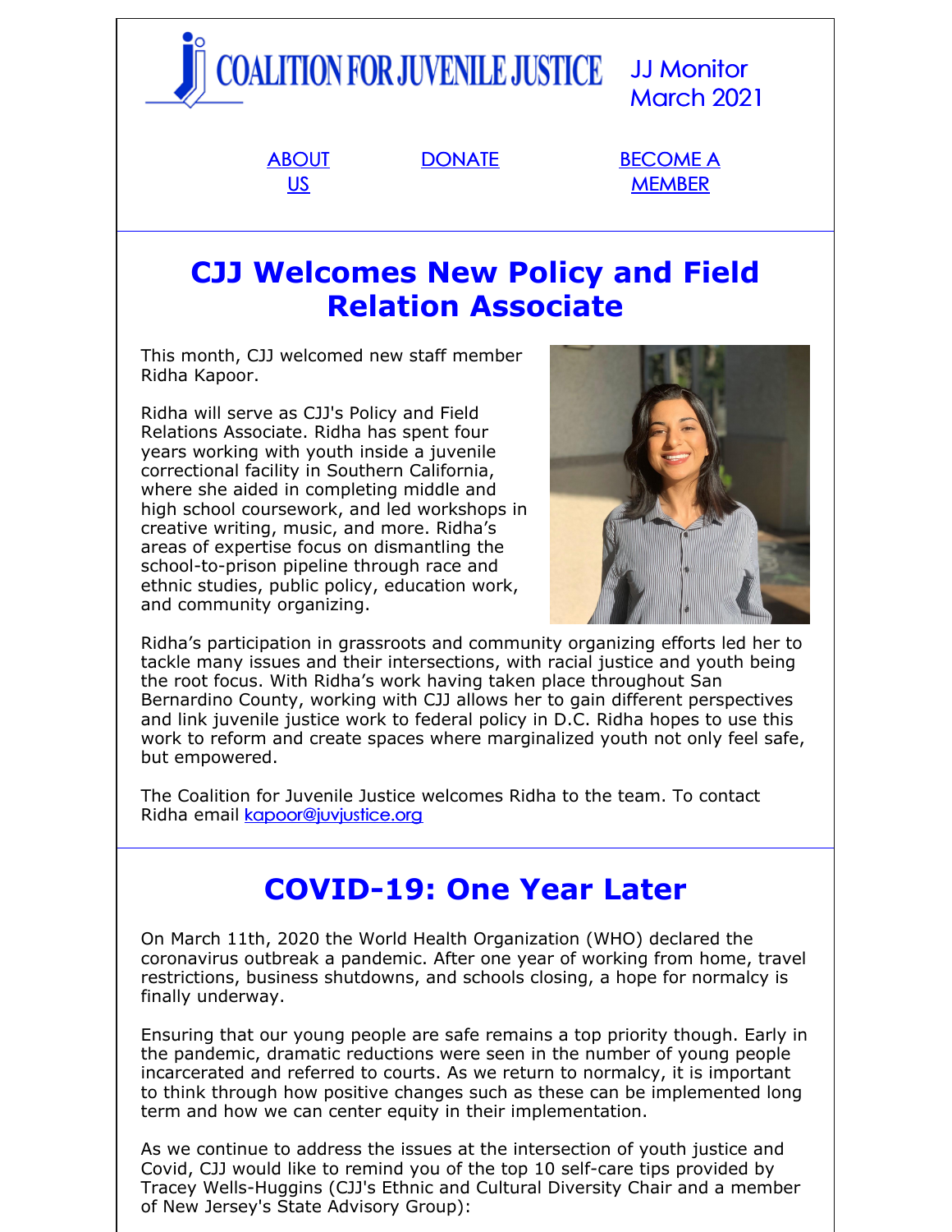# COALITION FOR JUVENILE JUSTICE

JJ Monitor
March 2021

ABOUT US | DONATE | BECOME A MEMBER

## CJJ Welcomes New Policy and Field Relation Associate

This month, CJJ welcomed new staff member Ridha Kapoor.

Ridha will serve as CJJ's Policy and Field Relations Associate. Ridha has spent four years working with youth inside a juvenile correctional facility in Southern California, where she aided in completing middle and high school coursework, and led workshops in creative writing, music, and more. Ridha's areas of expertise focus on dismantling the school-to-prison pipeline through race and ethnic studies, public policy, education work, and community organizing.

Ridha's participation in grassroots and community organizing efforts led her to tackle many issues and their intersections, with racial justice and youth being the root focus. With Ridha's work having taken place throughout San Bernardino County, working with CJJ allows her to gain different perspectives and link juvenile justice work to federal policy in D.C. Ridha hopes to use this work to reform and create spaces where marginalized youth not only feel safe, but empowered.

The Coalition for Juvenile Justice welcomes Ridha to the team. To contact Ridha email kapoor@juvjustice.org

## COVID-19: One Year Later

On March 11th, 2020 the World Health Organization (WHO) declared the coronavirus outbreak a pandemic. After one year of working from home, travel restrictions, business shutdowns, and schools closing, a hope for normalcy is finally underway.

Ensuring that our young people are safe remains a top priority though. Early in the pandemic, dramatic reductions were seen in the number of young people incarcerated and referred to courts. As we return to normalcy, it is important to think through how positive changes such as these can be implemented long term and how we can center equity in their implementation.

As we continue to address the issues at the intersection of youth justice and Covid, CJJ would like to remind you of the top 10 self-care tips provided by Tracey Wells-Huggins (CJJ's Ethnic and Cultural Diversity Chair and a member of New Jersey's State Advisory Group):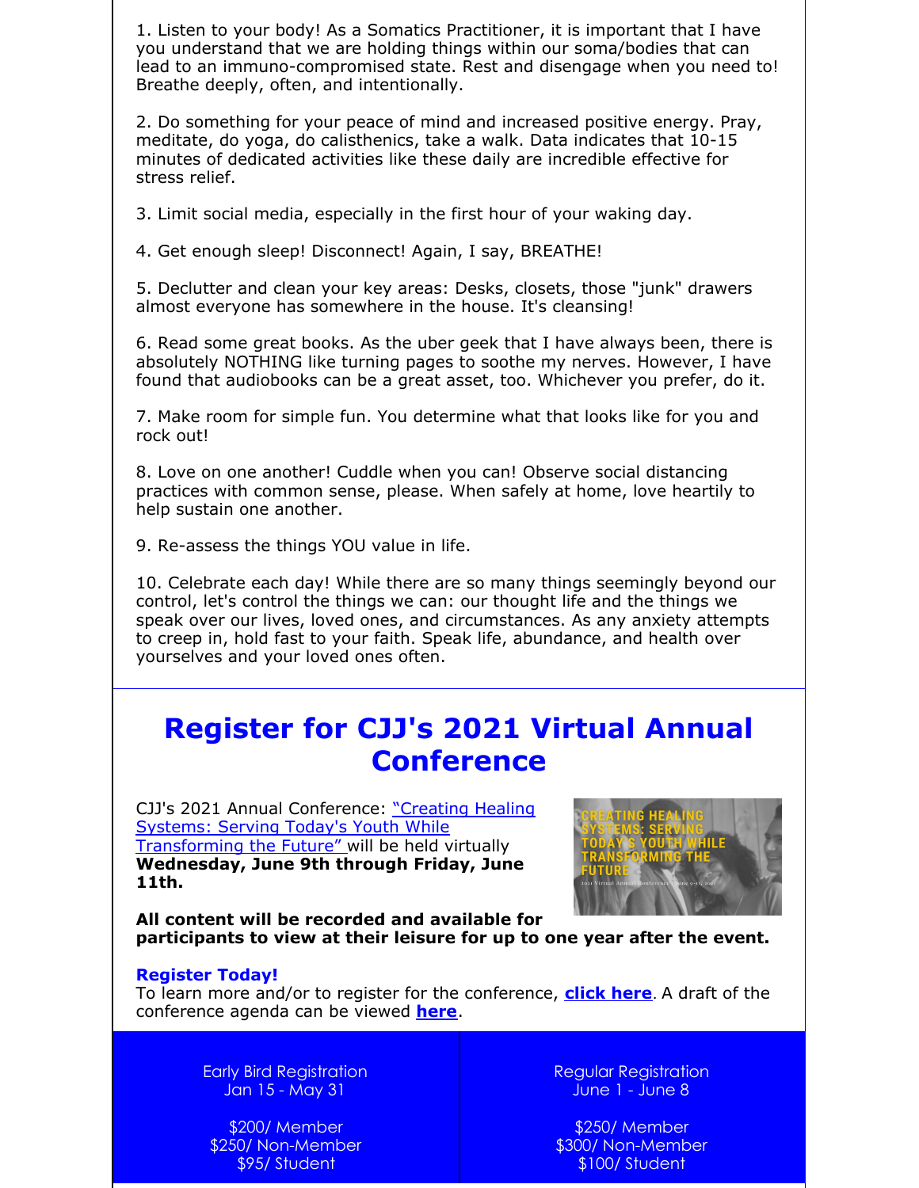1. Listen to your body! As a Somatics Practitioner, it is important that I have you understand that we are holding things within our soma/bodies that can lead to an immuno-compromised state. Rest and disengage when you need to! Breathe deeply, often, and intentionally.

2. Do something for your peace of mind and increased positive energy. Pray, meditate, do yoga, do calisthenics, take a walk. Data indicates that 10-15 minutes of dedicated activities like these daily are incredible effective for stress relief.

3. Limit social media, especially in the first hour of your waking day.

4. Get enough sleep! Disconnect! Again, I say, BREATHE!

5. Declutter and clean your key areas: Desks, closets, those "junk" drawers almost everyone has somewhere in the house. It's cleansing!

6. Read some great books. As the uber geek that I have always been, there is absolutely NOTHING like turning pages to soothe my nerves. However, I have found that audiobooks can be a great asset, too. Whichever you prefer, do it.

7. Make room for simple fun. You determine what that looks like for you and rock out!

8. Love on one another! Cuddle when you can! Observe social distancing practices with common sense, please. When safely at home, love heartily to help sustain one another.

9. Re-assess the things YOU value in life.

10. Celebrate each day! While there are so many things seemingly beyond our control, let's control the things we can: our thought life and the things we speak over our lives, loved ones, and circumstances. As any anxiety attempts to creep in, hold fast to your faith. Speak life, abundance, and health over yourselves and your loved ones often.

# Register for CJJ's 2021 Virtual Annual Conference

CJJ's 2021 Annual Conference: "Creating Healing Systems: Serving Today's Youth While Transforming the Future" will be held virtually **Wednesday, June 9th through Friday, June 11th.**

CREATING HEALING SYSTEMS: SERVING TODAY'S YOUTH WHILE TRANSFORMING THE FUTURE

2021 Virtual Annual Conference | June 9-11, 2021

**All content will be recorded and available for participants to view at their leisure for up to one year after the event.**

**Register Today!**
To learn more and/or to register for the conference, **click here**. A draft of the conference agenda can be viewed **here**.

| Early Bird Registration<br>Jan 15 - May 31 | Regular Registration<br>June 1 - June 8 |
|---|---|
| $200/ Member<br>$250/ Non-Member<br>$95/ Student | $250/ Member<br>$300/ Non-Member<br>$100/ Student |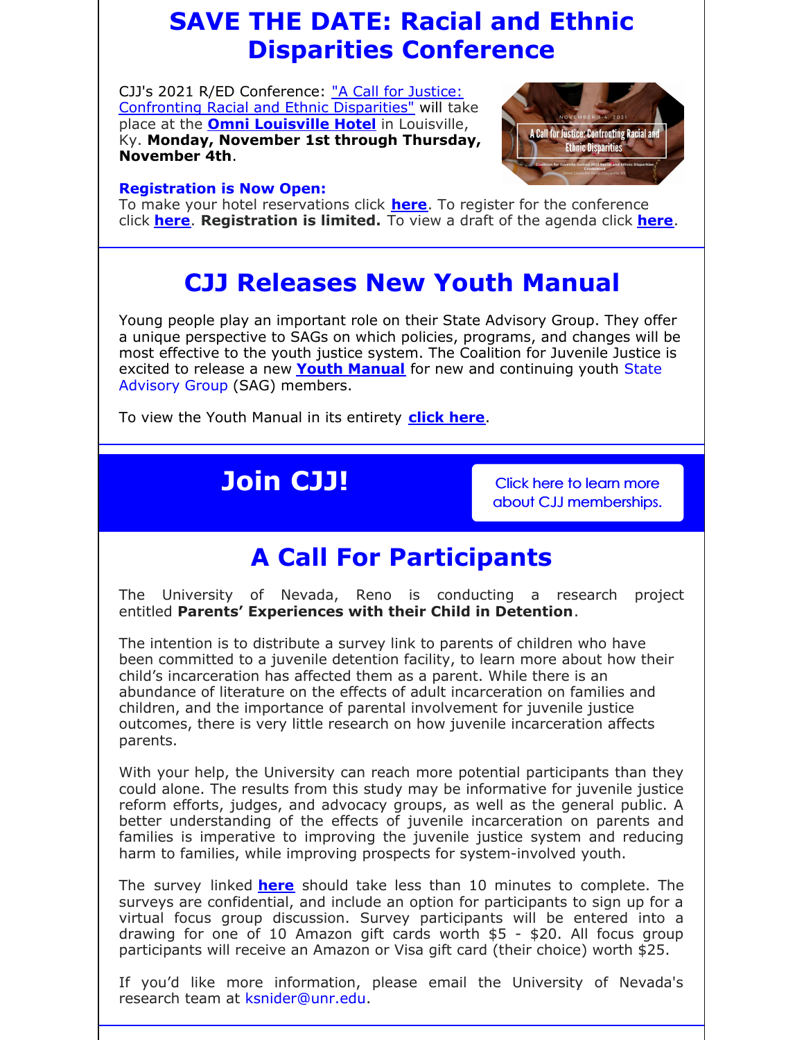# SAVE THE DATE: Racial and Ethnic Disparities Conference

CJJ's 2021 R/ED Conference: "A Call for Justice: Confronting Racial and Ethnic Disparities" will take place at the **Omni Louisville Hotel** in Louisville, Ky. **Monday, November 1st through Thursday, November 4th**.

**Registration is Now Open:**
To make your hotel reservations click **here**. To register for the conference click **here**. **Registration is limited.** To view a draft of the agenda click **here**.

# CJJ Releases New Youth Manual

Young people play an important role on their State Advisory Group. They offer a unique perspective to SAGs on which policies, programs, and changes will be most effective to the youth justice system. The Coalition for Juvenile Justice is excited to release a new **Youth Manual** for new and continuing youth State Advisory Group (SAG) members.

To view the Youth Manual in its entirety **click here**.

# Join CJJ!

Click here to learn more about CJJ memberships.

# A Call For Participants

The University of Nevada, Reno is conducting a research project entitled **Parents' Experiences with their Child in Detention**.

The intention is to distribute a survey link to parents of children who have been committed to a juvenile detention facility, to learn more about how their child's incarceration has affected them as a parent. While there is an abundance of literature on the effects of adult incarceration on families and children, and the importance of parental involvement for juvenile justice outcomes, there is very little research on how juvenile incarceration affects parents.

With your help, the University can reach more potential participants than they could alone. The results from this study may be informative for juvenile justice reform efforts, judges, and advocacy groups, as well as the general public. A better understanding of the effects of juvenile incarceration on parents and families is imperative to improving the juvenile justice system and reducing harm to families, while improving prospects for system-involved youth.

The survey linked **here** should take less than 10 minutes to complete. The surveys are confidential, and include an option for participants to sign up for a virtual focus group discussion. Survey participants will be entered into a drawing for one of 10 Amazon gift cards worth $5 - $20. All focus group participants will receive an Amazon or Visa gift card (their choice) worth $25.

If you'd like more information, please email the University of Nevada's research team at ksnider@unr.edu.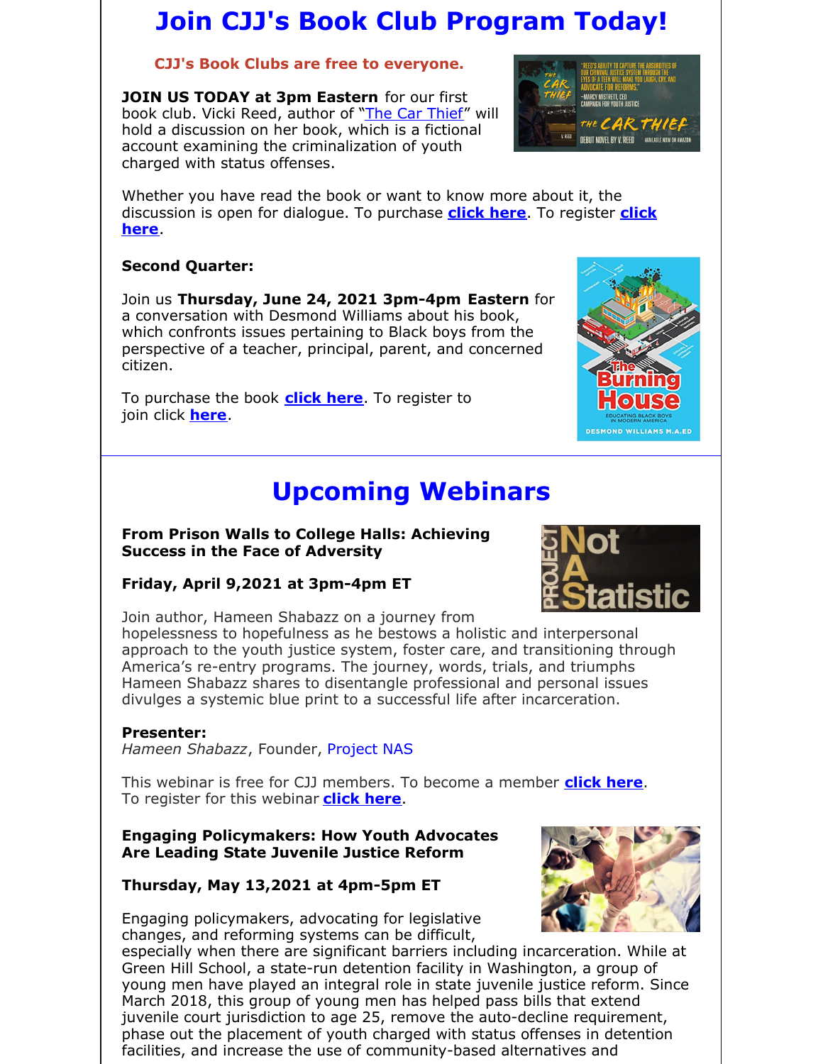# Join CJJ's Book Club Program Today!

**CJJ's Book Clubs are free to everyone.**

**JOIN US TODAY at 3pm Eastern** for our first book club. Vicki Reed, author of "The Car Thief" will hold a discussion on her book, which is a fictional account examining the criminalization of youth charged with status offenses.

Whether you have read the book or want to know more about it, the discussion is open for dialogue. To purchase **click here**. To register **click here**.

**Second Quarter:**

Join us **Thursday, June 24, 2021 3pm-4pm Eastern** for a conversation with Desmond Williams about his book, which confronts issues pertaining to Black boys from the perspective of a teacher, principal, parent, and concerned citizen.

To purchase the book **click here**. To register to join click **here**.

# Upcoming Webinars

**From Prison Walls to College Halls: Achieving Success in the Face of Adversity**

**Friday, April 9,2021 at 3pm-4pm ET**

Join author, Hameen Shabazz on a journey from hopelessness to hopefulness as he bestows a holistic and interpersonal approach to the youth justice system, foster care, and transitioning through America's re-entry programs. The journey, words, trials, and triumphs Hameen Shabazz shares to disentangle professional and personal issues divulges a systemic blue print to a successful life after incarceration.

**Presenter:**
*Hameen Shabazz*, Founder, Project NAS

This webinar is free for CJJ members. To become a member **click here**.
To register for this webinar **click here**.

**Engaging Policymakers: How Youth Advocates Are Leading State Juvenile Justice Reform**

**Thursday, May 13,2021 at 4pm-5pm ET**

Engaging policymakers, advocating for legislative changes, and reforming systems can be difficult, especially when there are significant barriers including incarceration. While at Green Hill School, a state-run detention facility in Washington, a group of young men have played an integral role in state juvenile justice reform. Since March 2018, this group of young men has helped pass bills that extend juvenile court jurisdiction to age 25, remove the auto-decline requirement, phase out the placement of youth charged with status offenses in detention facilities, and increase the use of community-based alternatives and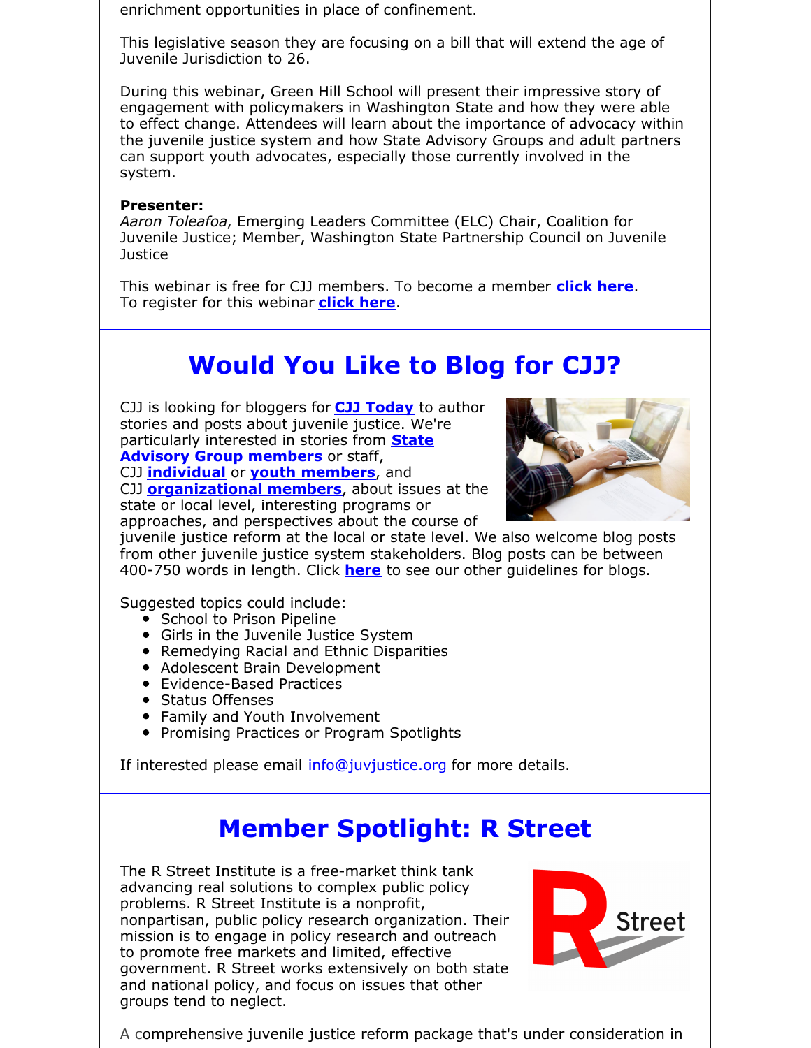enrichment opportunities in place of confinement.

This legislative season they are focusing on a bill that will extend the age of Juvenile Jurisdiction to 26.

During this webinar, Green Hill School will present their impressive story of engagement with policymakers in Washington State and how they were able to effect change. Attendees will learn about the importance of advocacy within the juvenile justice system and how State Advisory Groups and adult partners can support youth advocates, especially those currently involved in the system.

**Presenter:**
*Aaron Toleafoa*, Emerging Leaders Committee (ELC) Chair, Coalition for Juvenile Justice; Member, Washington State Partnership Council on Juvenile Justice

This webinar is free for CJJ members. To become a member **click here**.
To register for this webinar **click here**.

## Would You Like to Blog for CJJ?

CJJ is looking for bloggers for **CJJ Today** to author stories and posts about juvenile justice. We're particularly interested in stories from **State Advisory Group members** or staff, CJJ **individual** or **youth members**, and CJJ **organizational members**, about issues at the state or local level, interesting programs or approaches, and perspectives about the course of juvenile justice reform at the local or state level. We also welcome blog posts from other juvenile justice system stakeholders. Blog posts can be between 400-750 words in length. Click **here** to see our other guidelines for blogs.

Suggested topics could include:

- School to Prison Pipeline
- Girls in the Juvenile Justice System
- Remedying Racial and Ethnic Disparities
- Adolescent Brain Development
- Evidence-Based Practices
- Status Offenses
- Family and Youth Involvement
- Promising Practices or Program Spotlights

If interested please email info@juvjustice.org for more details.

## Member Spotlight: R Street

The R Street Institute is a free-market think tank advancing real solutions to complex public policy problems. R Street Institute is a nonprofit, nonpartisan, public policy research organization. Their mission is to engage in policy research and outreach to promote free markets and limited, effective government. R Street works extensively on both state and national policy, and focus on issues that other groups tend to neglect.

A comprehensive juvenile justice reform package that's under consideration in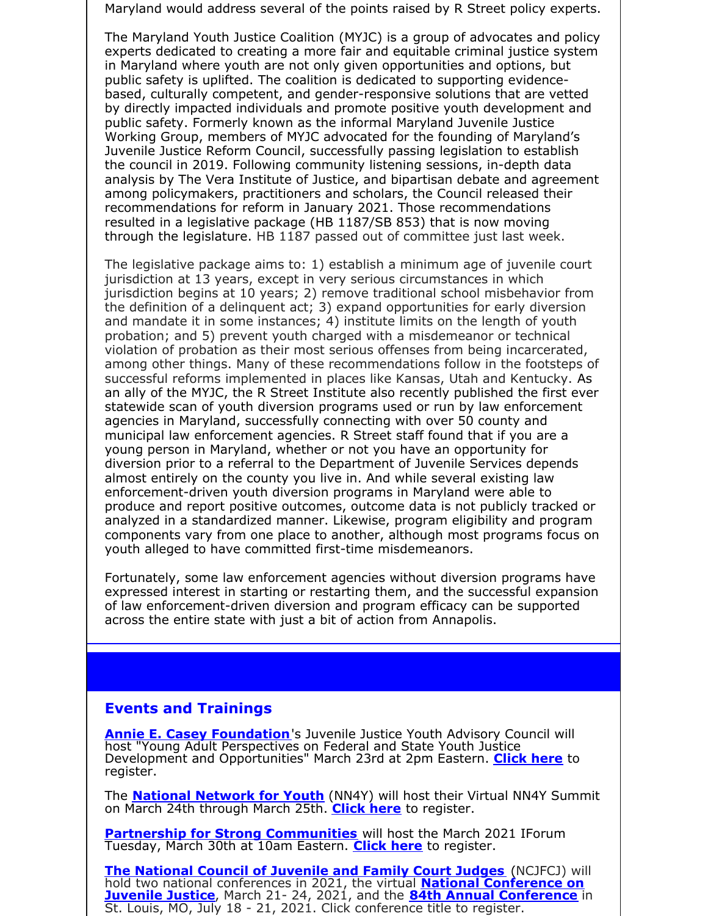Maryland would address several of the points raised by R Street policy experts.

The Maryland Youth Justice Coalition (MYJC) is a group of advocates and policy experts dedicated to creating a more fair and equitable criminal justice system in Maryland where youth are not only given opportunities and options, but public safety is uplifted. The coalition is dedicated to supporting evidence-based, culturally competent, and gender-responsive solutions that are vetted by directly impacted individuals and promote positive youth development and public safety. Formerly known as the informal Maryland Juvenile Justice Working Group, members of MYJC advocated for the founding of Maryland's Juvenile Justice Reform Council, successfully passing legislation to establish the council in 2019. Following community listening sessions, in-depth data analysis by The Vera Institute of Justice, and bipartisan debate and agreement among policymakers, practitioners and scholars, the Council released their recommendations for reform in January 2021. Those recommendations resulted in a legislative package (HB 1187/SB 853) that is now moving through the legislature. HB 1187 passed out of committee just last week.

The legislative package aims to: 1) establish a minimum age of juvenile court jurisdiction at 13 years, except in very serious circumstances in which jurisdiction begins at 10 years; 2) remove traditional school misbehavior from the definition of a delinquent act; 3) expand opportunities for early diversion and mandate it in some instances; 4) institute limits on the length of youth probation; and 5) prevent youth charged with a misdemeanor or technical violation of probation as their most serious offenses from being incarcerated, among other things. Many of these recommendations follow in the footsteps of successful reforms implemented in places like Kansas, Utah and Kentucky. As an ally of the MYJC, the R Street Institute also recently published the first ever statewide scan of youth diversion programs used or run by law enforcement agencies in Maryland, successfully connecting with over 50 county and municipal law enforcement agencies. R Street staff found that if you are a young person in Maryland, whether or not you have an opportunity for diversion prior to a referral to the Department of Juvenile Services depends almost entirely on the county you live in. And while several existing law enforcement-driven youth diversion programs in Maryland were able to produce and report positive outcomes, outcome data is not publicly tracked or analyzed in a standardized manner. Likewise, program eligibility and program components vary from one place to another, although most programs focus on youth alleged to have committed first-time misdemeanors.

Fortunately, some law enforcement agencies without diversion programs have expressed interest in starting or restarting them, and the successful expansion of law enforcement-driven diversion and program efficacy can be supported across the entire state with just a bit of action from Annapolis.

## Events and Trainings

**Annie E. Casey Foundation**'s Juvenile Justice Youth Advisory Council will host "Young Adult Perspectives on Federal and State Youth Justice Development and Opportunities" March 23rd at 2pm Eastern. **Click here** to register.

The **National Network for Youth** (NN4Y) will host their Virtual NN4Y Summit on March 24th through March 25th. **Click here** to register.

**Partnership for Strong Communities** will host the March 2021 IForum Tuesday, March 30th at 10am Eastern. **Click here** to register.

**The National Council of Juvenile and Family Court Judges** (NCJFCJ) will hold two national conferences in 2021, the virtual **National Conference on Juvenile Justice**, March 21- 24, 2021, and the **84th Annual Conference** in St. Louis, MO, July 18 - 21, 2021. Click conference title to register.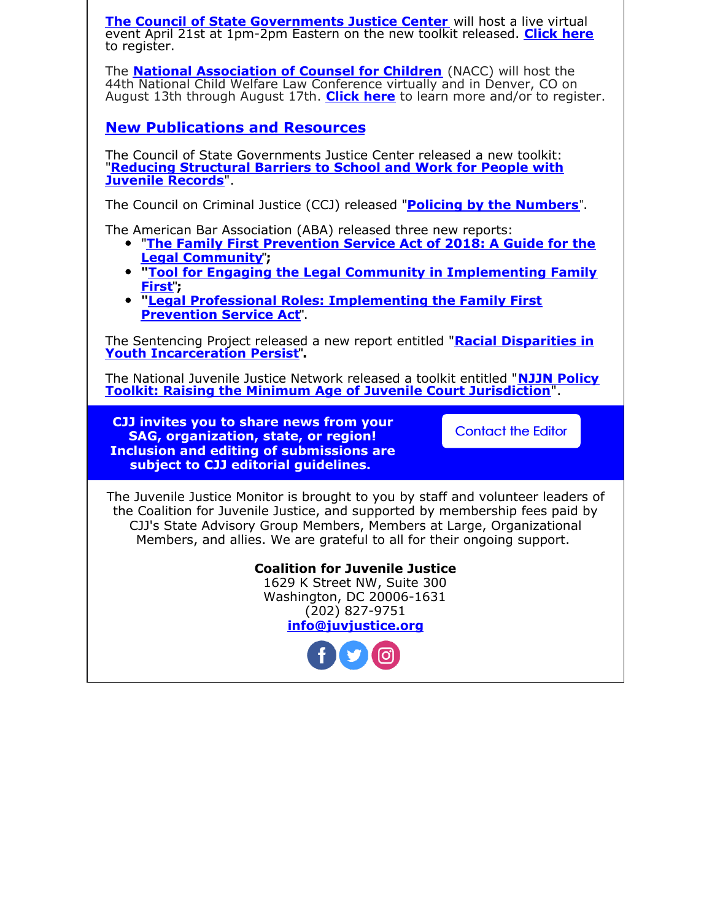**The Council of State Governments Justice Center** will host a live virtual event April 21st at 1pm-2pm Eastern on the new toolkit released. **Click here** to register.

The **National Association of Counsel for Children** (NACC) will host the 44th National Child Welfare Law Conference virtually and in Denver, CO on August 13th through August 17th. **Click here** to learn more and/or to register.

## New Publications and Resources

The Council of State Governments Justice Center released a new toolkit: "**Reducing Structural Barriers to School and Work for People with Juvenile Records**".

The Council on Criminal Justice (CCJ) released "**Policing by the Numbers**".

The American Bar Association (ABA) released three new reports:

- "**The Family First Prevention Service Act of 2018: A Guide for the Legal Community**";
- "**Tool for Engaging the Legal Community in Implementing Family First**";
- "**Legal Professional Roles: Implementing the Family First Prevention Service Act**".

The Sentencing Project released a new report entitled "**Racial Disparities in Youth Incarceration Persist**".

The National Juvenile Justice Network released a toolkit entitled "**NJJN Policy Toolkit: Raising the Minimum Age of Juvenile Court Jurisdiction**".

**CJJ invites you to share news from your SAG, organization, state, or region! Inclusion and editing of submissions are subject to CJJ editorial guidelines.**

Contact the Editor

The Juvenile Justice Monitor is brought to you by staff and volunteer leaders of the Coalition for Juvenile Justice, and supported by membership fees paid by CJJ's State Advisory Group Members, Members at Large, Organizational Members, and allies. We are grateful to all for their ongoing support.

**Coalition for Juvenile Justice**
1629 K Street NW, Suite 300
Washington, DC 20006-1631
(202) 827-9751
**info@juvjustice.org**